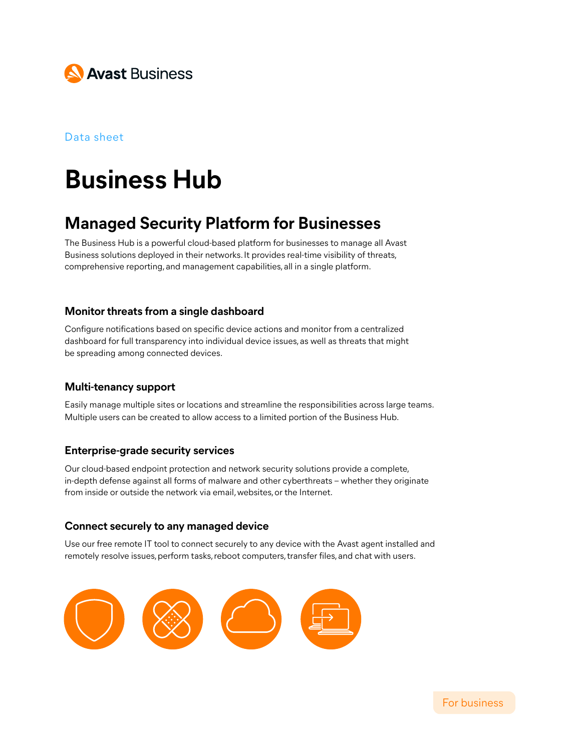Avast Business

Data sheet

# Business Hub

## Managed Security Platform for Businesses

The Business Hub is a powerful cloud-based platform for businesses to manage all Avast Business solutions deployed in their networks. It provides real-time visibility of threats, comprehensive reporting, and management capabilities, all in a single platform.

### Monitor threats from a single dashboard

Configure notifications based on specific device actions and monitor from a centralized dashboard for full transparency into individual device issues, as well as threats that might be spreading among connected devices.

### Multi-tenancy support

Easily manage multiple sites or locations and streamline the responsibilities across large teams. Multiple users can be created to allow access to a limited portion of the Business Hub.

### Enterprise-grade security services

Our cloud-based endpoint protection and network security solutions provide a complete, in-depth defense against all forms of malware and other cyberthreats – whether they originate from inside or outside the network via email, websites, or the Internet.

### Connect securely to any managed device

Use our free remote IT tool to connect securely to any device with the Avast agent installed and remotely resolve issues, perform tasks, reboot computers, transfer files, and chat with users.

For business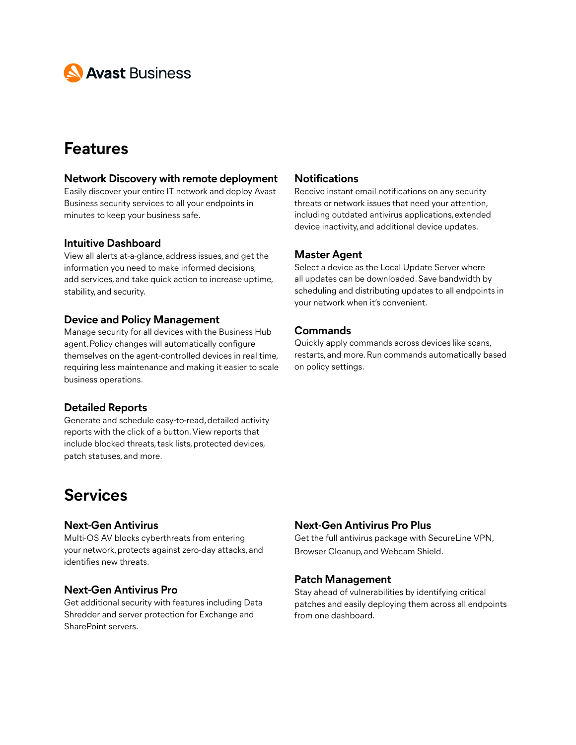# Features

### Network Discovery with remote deployment

Easily discover your entire IT network and deploy Avast Business security services to all your endpoints in minutes to keep your business safe.

### Intuitive Dashboard

View all alerts at-a-glance, address issues, and get the information you need to make informed decisions, add services, and take quick action to increase uptime, stability, and security.

### Device and Policy Management

Manage security for all devices with the Business Hub agent. Policy changes will automatically configure themselves on the agent-controlled devices in real time, requiring less maintenance and making it easier to scale business operations.

### Detailed Reports

Generate and schedule easy-to-read, detailed activity reports with the click of a button. View reports that include blocked threats, task lists, protected devices, patch statuses, and more.

### Notifications

Receive instant email notifications on any security threats or network issues that need your attention, including outdated antivirus applications, extended device inactivity, and additional device updates.

### Master Agent

Select a device as the Local Update Server where all updates can be downloaded. Save bandwidth by scheduling and distributing updates to all endpoints in your network when it's convenient.

### Commands

Quickly apply commands across devices like scans, restarts, and more. Run commands automatically based on policy settings.

# Services

### Next-Gen Antivirus

Multi-OS AV blocks cyberthreats from entering your network, protects against zero-day attacks, and identifies new threats.

### Next-Gen Antivirus Pro

Get additional security with features including Data Shredder and server protection for Exchange and SharePoint servers.

### Next-Gen Antivirus Pro Plus

Get the full antivirus package with SecureLine VPN, Browser Cleanup, and Webcam Shield.

### Patch Management

Stay ahead of vulnerabilities by identifying critical patches and easily deploying them across all endpoints from one dashboard.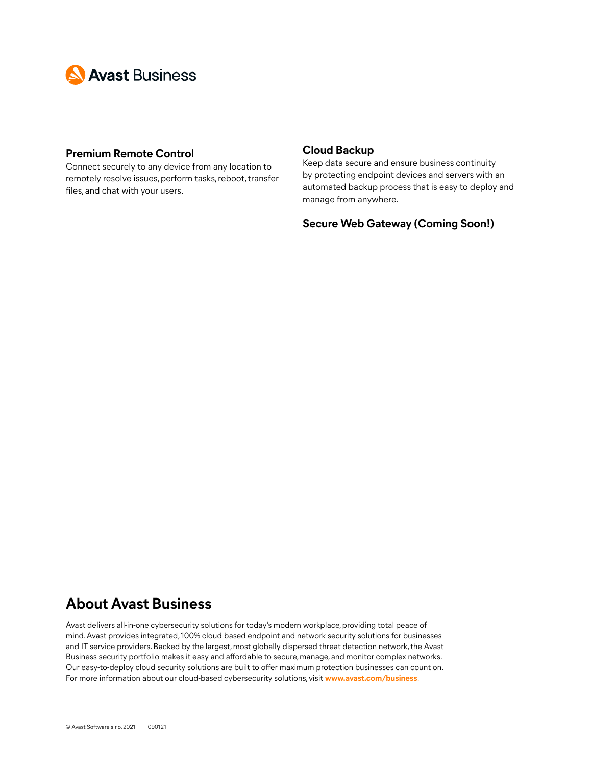**Avast Business**

### Premium Remote Control

Connect securely to any device from any location to remotely resolve issues, perform tasks, reboot, transfer files, and chat with your users.

### Cloud Backup

Keep data secure and ensure business continuity by protecting endpoint devices and servers with an automated backup process that is easy to deploy and manage from anywhere.

### Secure Web Gateway (Coming Soon!)

## About Avast Business

Avast delivers all-in-one cybersecurity solutions for today's modern workplace, providing total peace of mind. Avast provides integrated, 100% cloud-based endpoint and network security solutions for businesses and IT service providers. Backed by the largest, most globally dispersed threat detection network, the Avast Business security portfolio makes it easy and affordable to secure, manage, and monitor complex networks. Our easy-to-deploy cloud security solutions are built to offer maximum protection businesses can count on. For more information about our cloud-based cybersecurity solutions, visit **www.avast.com/business**.

© Avast Software s.r.o. 2021 090121